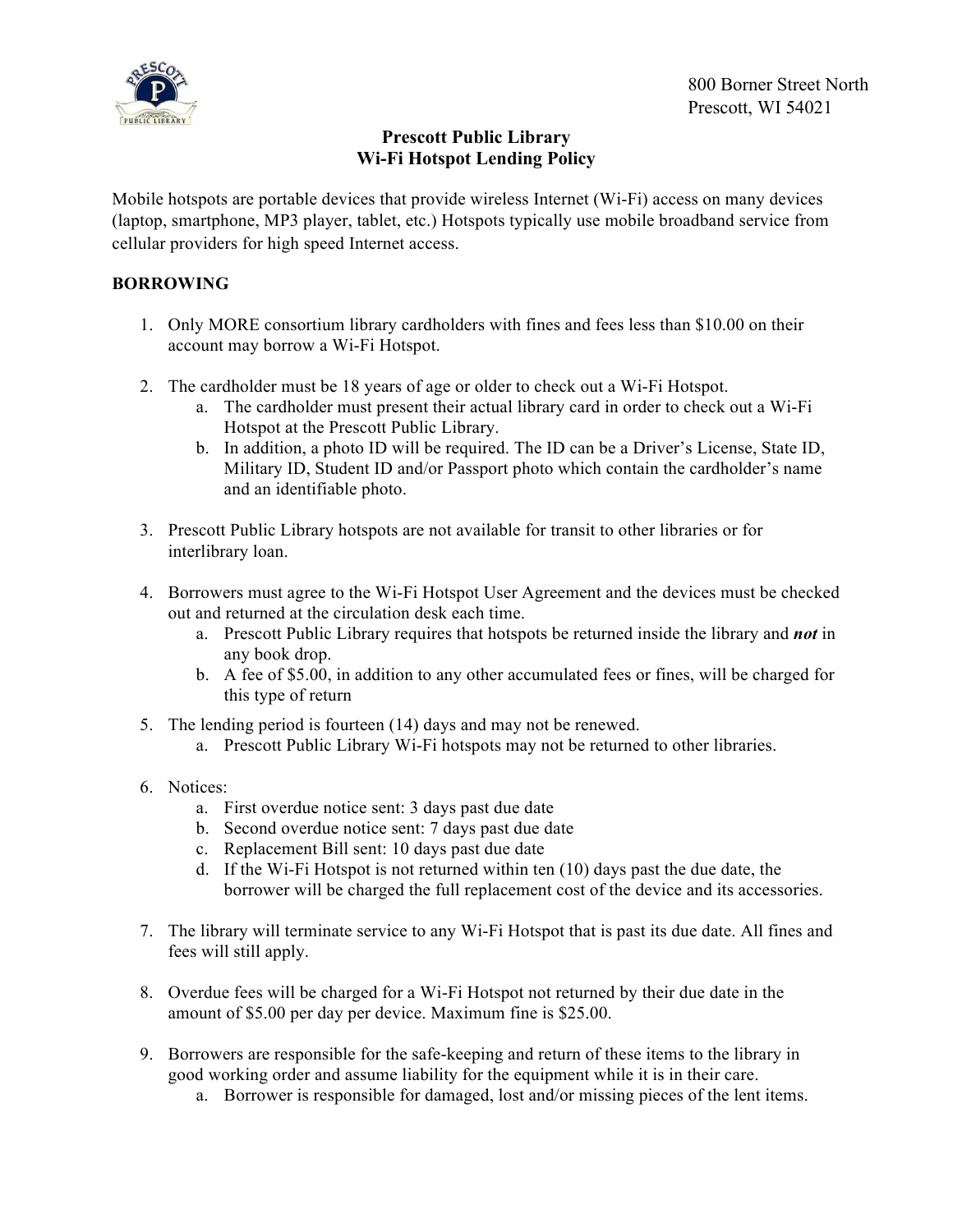800 Borner Street North
Prescott, WI 54021

# Prescott Public Library
## Wi-Fi Hotspot Lending Policy

Mobile hotspots are portable devices that provide wireless Internet (Wi-Fi) access on many devices (laptop, smartphone, MP3 player, tablet, etc.) Hotspots typically use mobile broadband service from cellular providers for high speed Internet access.

**BORROWING**

1. Only MORE consortium library cardholders with fines and fees less than $10.00 on their account may borrow a Wi-Fi Hotspot.

2. The cardholder must be 18 years of age or older to check out a Wi-Fi Hotspot.
   a. The cardholder must present their actual library card in order to check out a Wi-Fi Hotspot at the Prescott Public Library.
   b. In addition, a photo ID will be required. The ID can be a Driver's License, State ID, Military ID, Student ID and/or Passport photo which contain the cardholder's name and an identifiable photo.

3. Prescott Public Library hotspots are not available for transit to other libraries or for interlibrary loan.

4. Borrowers must agree to the Wi-Fi Hotspot User Agreement and the devices must be checked out and returned at the circulation desk each time.
   a. Prescott Public Library requires that hotspots be returned inside the library and ***not*** in any book drop.
   b. A fee of $5.00, in addition to any other accumulated fees or fines, will be charged for this type of return

5. The lending period is fourteen (14) days and may not be renewed.
   a. Prescott Public Library Wi-Fi hotspots may not be returned to other libraries.

6. Notices:
   a. First overdue notice sent: 3 days past due date
   b. Second overdue notice sent: 7 days past due date
   c. Replacement Bill sent: 10 days past due date
   d. If the Wi-Fi Hotspot is not returned within ten (10) days past the due date, the borrower will be charged the full replacement cost of the device and its accessories.

7. The library will terminate service to any Wi-Fi Hotspot that is past its due date. All fines and fees will still apply.

8. Overdue fees will be charged for a Wi-Fi Hotspot not returned by their due date in the amount of $5.00 per day per device. Maximum fine is $25.00.

9. Borrowers are responsible for the safe-keeping and return of these items to the library in good working order and assume liability for the equipment while it is in their care.
   a. Borrower is responsible for damaged, lost and/or missing pieces of the lent items.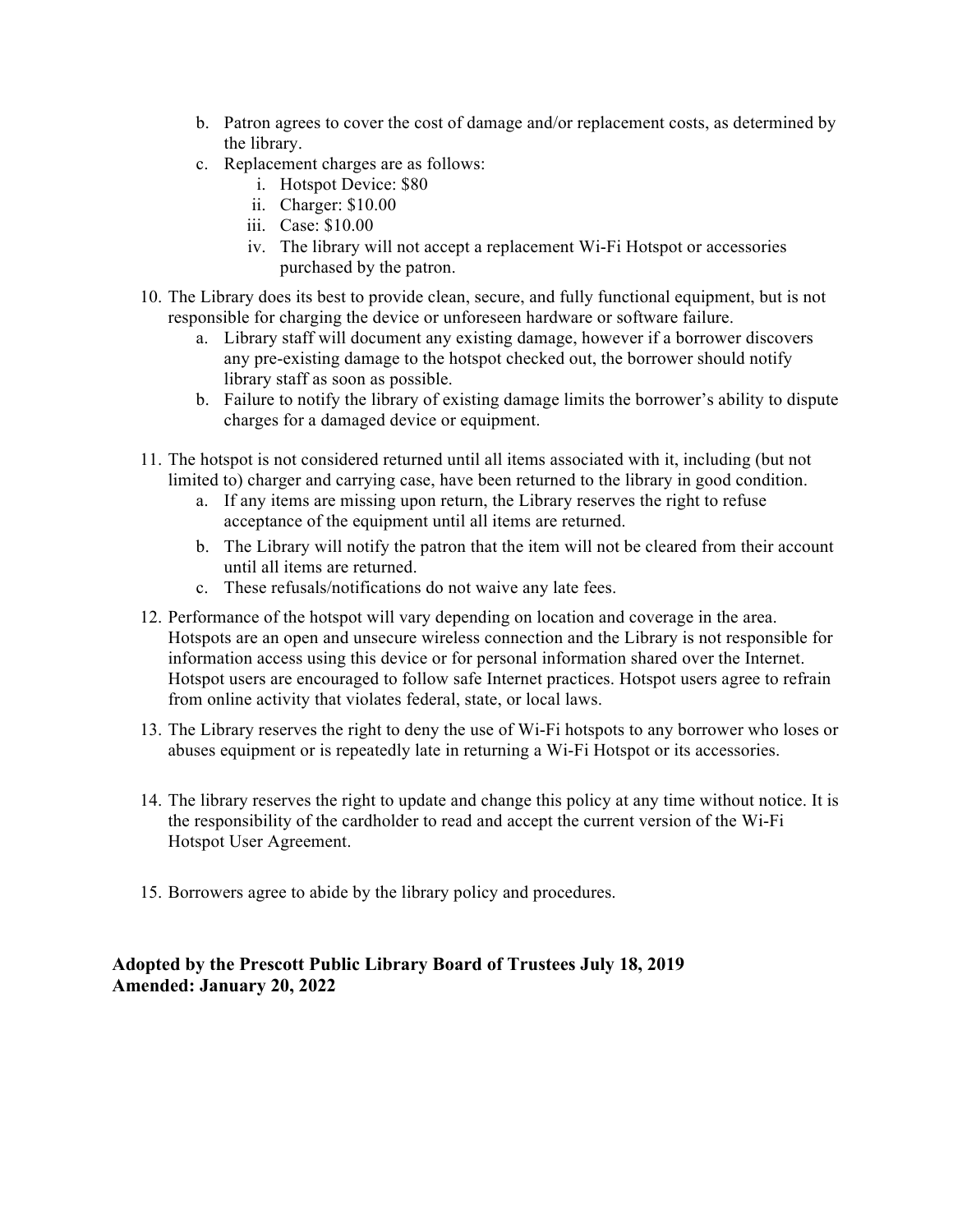b. Patron agrees to cover the cost of damage and/or replacement costs, as determined by the library.
   c. Replacement charges are as follows:
      i. Hotspot Device: $80
      ii. Charger: $10.00
      iii. Case: $10.00
      iv. The library will not accept a replacement Wi-Fi Hotspot or accessories purchased by the patron.

10. The Library does its best to provide clean, secure, and fully functional equipment, but is not responsible for charging the device or unforeseen hardware or software failure.
    a. Library staff will document any existing damage, however if a borrower discovers any pre-existing damage to the hotspot checked out, the borrower should notify library staff as soon as possible.
    b. Failure to notify the library of existing damage limits the borrower's ability to dispute charges for a damaged device or equipment.

11. The hotspot is not considered returned until all items associated with it, including (but not limited to) charger and carrying case, have been returned to the library in good condition.
    a. If any items are missing upon return, the Library reserves the right to refuse acceptance of the equipment until all items are returned.
    b. The Library will notify the patron that the item will not be cleared from their account until all items are returned.
    c. These refusals/notifications do not waive any late fees.

12. Performance of the hotspot will vary depending on location and coverage in the area. Hotspots are an open and unsecure wireless connection and the Library is not responsible for information access using this device or for personal information shared over the Internet. Hotspot users are encouraged to follow safe Internet practices. Hotspot users agree to refrain from online activity that violates federal, state, or local laws.

13. The Library reserves the right to deny the use of Wi-Fi hotspots to any borrower who loses or abuses equipment or is repeatedly late in returning a Wi-Fi Hotspot or its accessories.

14. The library reserves the right to update and change this policy at any time without notice. It is the responsibility of the cardholder to read and accept the current version of the Wi-Fi Hotspot User Agreement.

15. Borrowers agree to abide by the library policy and procedures.

**Adopted by the Prescott Public Library Board of Trustees July 18, 2019**
**Amended: January 20, 2022**